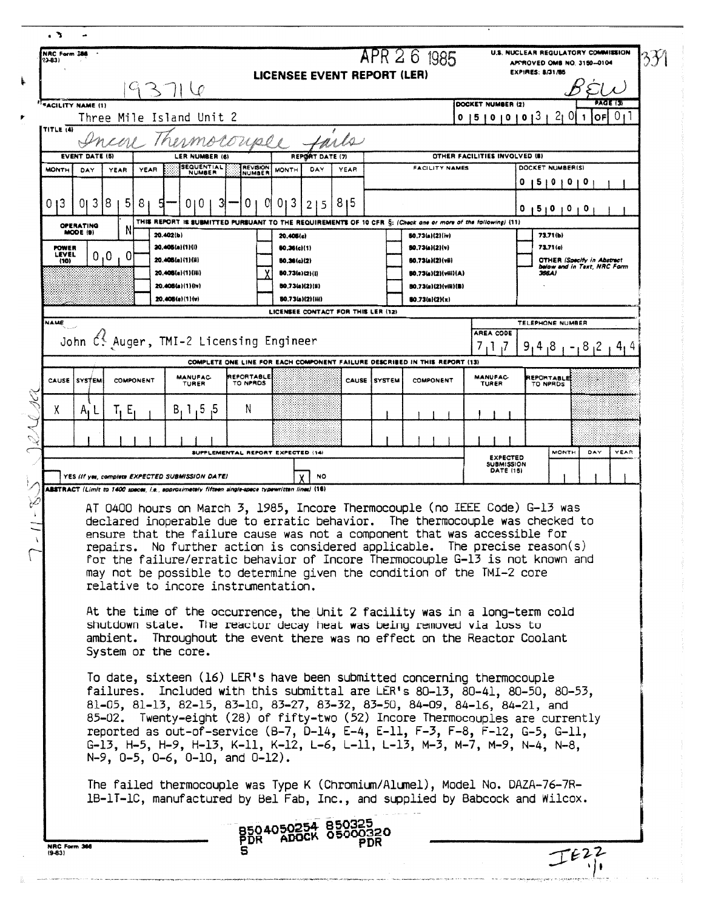NRC Form 366
(9-83)

APR 26 1985

U.S. NUCLEAR REGULATORY COMMISSION
APPROVED OMB NO. 3150-0104
EXPIRES: 8/31/85

# LICENSEE EVENT REPORT (LER)

193716

BEW

331

| FACILITY NAME (1) | DOCKET NUMBER (2) | PAGE (3) |
|---|---|---|
| Three Mile Island Unit 2 | 0 5 0 0 0 3 2 0 | 1 OF 0 1 |

TITLE (4): Incore Thermocouple fails

| EVENT DATE (5) | | | LER NUMBER (6) | | | REPORT DATE (7) | | | OTHER FACILITIES INVOLVED (8) | |
|---|---|---|---|---|---|---|---|---|---|---|
| MONTH | DAY | YEAR | YEAR | SEQUENTIAL NUMBER | REVISION NUMBER | MONTH | DAY | YEAR | FACILITY NAMES | DOCKET NUMBER(S) |
| 0 3 | 0 3 | 8 5 | 8 5 | 0 0 3 | 0 0 | 0 3 | 2 5 | 8 5 | | 0 5 0 0 0 |
| | | | | | | | | | | 0 5 0 0 0 |

OPERATING MODE (9): N

POWER LEVEL (10): 0 0 0

THIS REPORT IS SUBMITTED PURSUANT TO THE REQUIREMENTS OF 10 CFR §: (Check one or more of the following) (11)

| | | | |
|---|---|---|---|
| 20.402(b) | 20.405(c) | 50.73(a)(2)(iv) | 73.71(b) |
| 20.405(a)(1)(i) | 50.36(c)(1) | 50.73(a)(2)(v) | 73.71(c) |
| 20.405(a)(1)(ii) | 50.36(c)(2) | 50.73(a)(2)(vii) | OTHER (Specify in Abstract below and in Text, NRC Form 366A) |
| 20.405(a)(1)(iii) | X 50.73(a)(2)(i) | 50.73(a)(2)(viii)(A) | |
| 20.405(a)(1)(iv) | 50.73(a)(2)(ii) | 50.73(a)(2)(viii)(B) | |
| 20.405(a)(1)(v) | 50.73(a)(2)(iii) | 50.73(a)(2)(x) | |

LICENSEE CONTACT FOR THIS LER (12)

| NAME | TELEPHONE NUMBER |
|---|---|
| John C. Auger, TMI-2 Licensing Engineer | 717 948-8244 |

COMPLETE ONE LINE FOR EACH COMPONENT FAILURE DESCRIBED IN THIS REPORT (13)

| CAUSE | SYSTEM | COMPONENT | MANUFACTURER | REPORTABLE TO NPRDS | CAUSE | SYSTEM | COMPONENT | MANUFACTURER | REPORTABLE TO NPRDS |
|---|---|---|---|---|---|---|---|---|---|
| X | AL | TE | B155 | N | | | | | |

SUPPLEMENTAL REPORT EXPECTED (14)

| YES (If yes, complete EXPECTED SUBMISSION DATE) | X NO | EXPECTED SUBMISSION DATE (15) | MONTH | DAY | YEAR |
|---|---|---|---|---|---|

ABSTRACT (Limit to 1400 spaces, i.e., approximately fifteen single-space typewritten lines) (16)

AT 0400 hours on March 3, 1985, Incore Thermocouple (no IEEE Code) G-13 was declared inoperable due to erratic behavior. The thermocouple was checked to ensure that the failure cause was not a component that was accessible for repairs. No further action is considered applicable. The precise reason(s) for the failure/erratic behavior of Incore Thermocouple G-13 is not known and may not be possible to determine given the condition of the TMI-2 core relative to incore instrumentation.

At the time of the occurrence, the Unit 2 facility was in a long-term cold shutdown state. The reactor decay heat was being removed via loss to ambient. Throughout the event there was no effect on the Reactor Coolant System or the core.

To date, sixteen (16) LER's have been submitted concerning thermocouple failures. Included with this submittal are LER's 80-13, 80-41, 80-50, 80-53, 81-05, 81-13, 82-15, 83-10, 83-27, 83-32, 83-50, 84-09, 84-16, 84-21, and 85-02. Twenty-eight (28) of fifty-two (52) Incore Thermocouples are currently reported as out-of-service (B-7, D-14, E-4, E-11, F-3, F-8, F-12, G-5, G-11, G-13, H-5, H-9, H-13, K-11, K-12, L-6, L-11, L-13, M-3, M-7, M-9, N-4, N-8, N-9, O-5, O-6, O-10, and O-12).

The failed thermocouple was Type K (Chromium/Alumel), Model No. DAZA-76-7R-1B-1T-1C, manufactured by Bel Fab, Inc., and supplied by Babcock and Wilcox.

8504050254 850325
PDR ADOCK 05000320
S PDR

IE22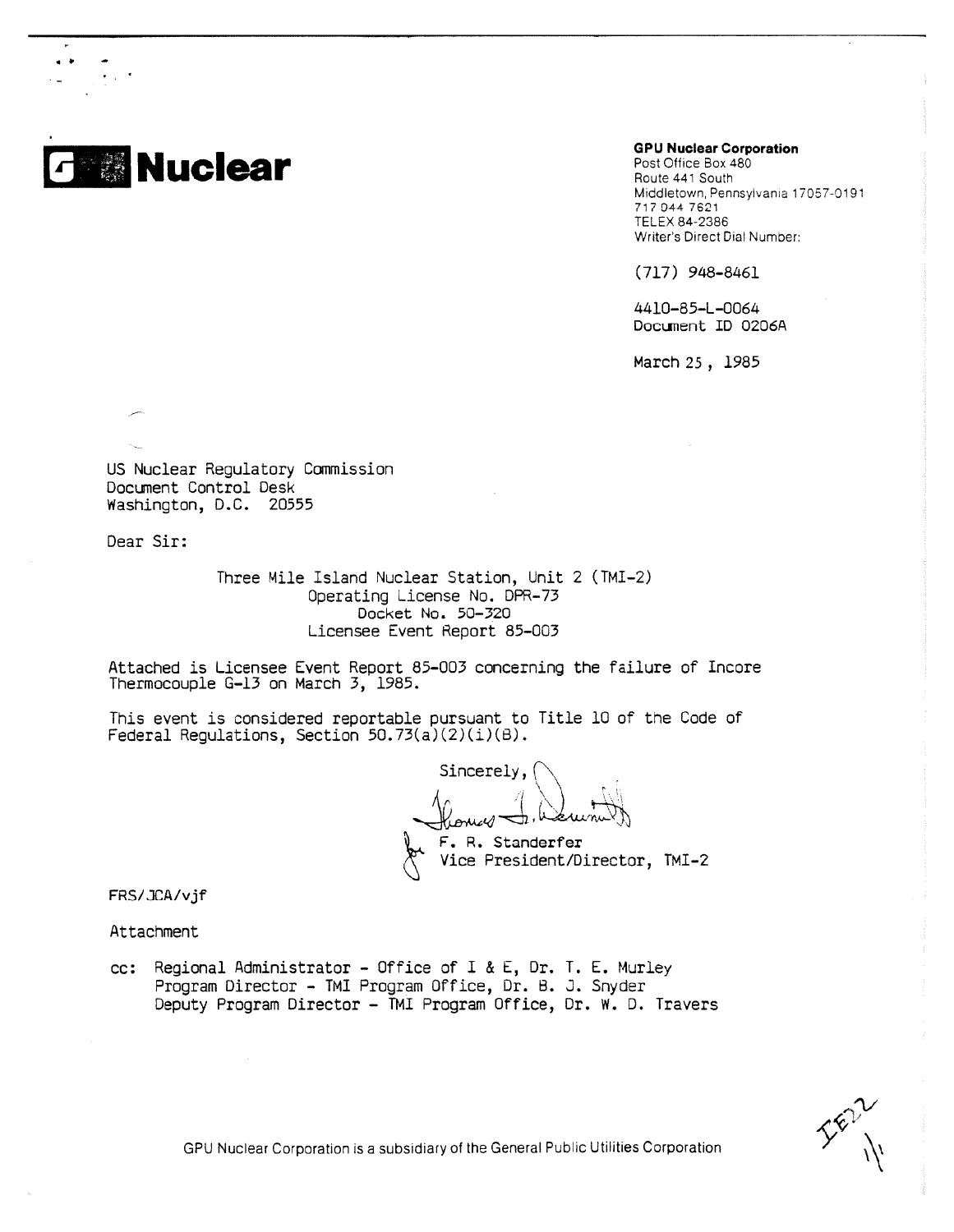# GPU Nuclear

**GPU Nuclear Corporation**
Post Office Box 480
Route 441 South
Middletown, Pennsylvania 17057-0191
717 944 7621
TELEX 84-2386
Writer's Direct Dial Number:

(717) 948-8461

4410-85-L-0064
Document ID 0206A

March 25, 1985

US Nuclear Regulatory Commission
Document Control Desk
Washington, D.C. 20555

Dear Sir:

Three Mile Island Nuclear Station, Unit 2 (TMI-2)
Operating License No. DPR-73
Docket No. 50-320
Licensee Event Report 85-003

Attached is Licensee Event Report 85-003 concerning the failure of Incore Thermocouple G-13 on March 3, 1985.

This event is considered reportable pursuant to Title 10 of the Code of Federal Regulations, Section 50.73(a)(2)(i)(B).

Sincerely,

for F. R. Standerfer
Vice President/Director, TMI-2

FRS/JCA/vjf

Attachment

cc: Regional Administrator - Office of I & E, Dr. T. E. Murley
Program Director - TMI Program Office, Dr. B. J. Snyder
Deputy Program Director - TMI Program Office, Dr. W. D. Travers

GPU Nuclear Corporation is a subsidiary of the General Public Utilities Corporation